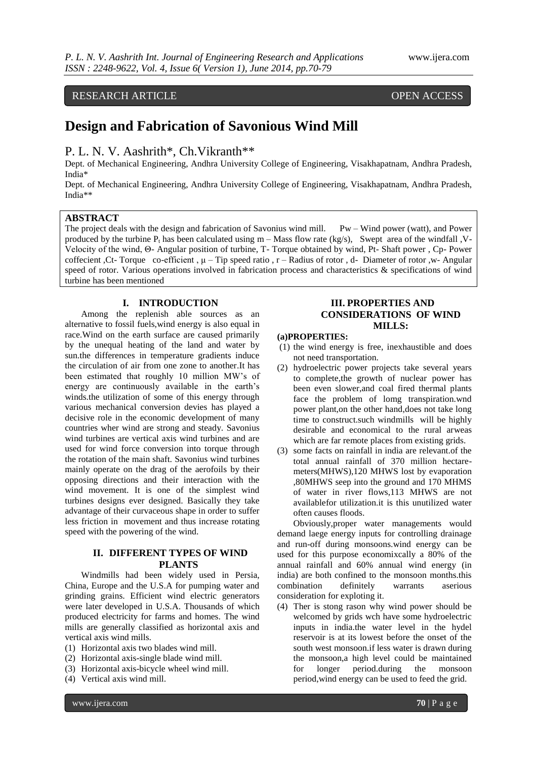RESEARCH ARTICLE OPEN ACCESS

# Design and Fabrication of Savonious Wind Mill

P. L. N. V. Aashrith*, Ch.Vikranth**

Dept. of Mechanical Engineering, Andhra University College of Engineering, Visakhapatnam, Andhra Pradesh, India*

Dept. of Mechanical Engineering, Andhra University College of Engineering, Visakhapatnam, Andhra Pradesh, India**

## ABSTRACT

The project deals with the design and fabrication of Savonius wind mill. Pw – Wind power (watt), and Power produced by the turbine $P_t$ has been calculated using m – Mass flow rate (kg/s), Swept area of the windfall ,V- Velocity of the wind, Θ- Angular position of turbine, T- Torque obtained by wind, Pt- Shaft power , Cp- Power coffecient ,Ct- Torque co-efficient , μ – Tip speed ratio , r – Radius of rotor , d- Diameter of rotor ,w- Angular speed of rotor. Various operations involved in fabrication process and characteristics & specifications of wind turbine has been mentioned

## I. INTRODUCTION

Among the replenish able sources as an alternative to fossil fuels,wind energy is also equal in race.Wind on the earth surface are caused primarily by the unequal heating of the land and water by sun.the differences in temperature gradients induce the circulation of air from one zone to another.It has been estimated that roughly 10 million MW's of energy are continuously available in the earth's winds.the utilization of some of this energy through various mechanical conversion devies has played a decisive role in the economic development of many countries wher wind are strong and steady. Savonius wind turbines are vertical axis wind turbines and are used for wind force conversion into torque through the rotation of the main shaft. Savonius wind turbines mainly operate on the drag of the aerofoils by their opposing directions and their interaction with the wind movement. It is one of the simplest wind turbines designs ever designed. Basically they take advantage of their curvaceous shape in order to suffer less friction in movement and thus increase rotating speed with the powering of the wind.

## II. DIFFERENT TYPES OF WIND PLANTS

Windmills had been widely used in Persia, China, Europe and the U.S.A for pumping water and grinding grains. Efficient wind electric generators were later developed in U.S.A. Thousands of which produced electricity for farms and homes. The wind mills are generally classified as horizontal axis and vertical axis wind mills.

(1) Horizontal axis two blades wind mill.
(2) Horizontal axis-single blade wind mill.
(3) Horizontal axis-bicycle wheel wind mill.
(4) Vertical axis wind mill.

## III. PROPERTIES AND CONSIDERATIONS OF WIND MILLS:

### (a)PROPERTIES:

(1) the wind energy is free, inexhaustible and does not need transportation.
(2) hydroelectric power projects take several years to complete,the growth of nuclear power has been even slower,and coal fired thermal plants face the problem of lomg transpiration.wnd power plant,on the other hand,does not take long time to construct.such windmills will be highly desirable and economical to the rural arweas which are far remote places from existing grids.
(3) some facts on rainfall in india are relevant.of the total annual rainfall of 370 million hectare-meters(MHWS),120 MHWS lost by evaporation ,80MHWS seep into the ground and 170 MHMS of water in river flows,113 MHWS are not availablefor utilization.it is this unutilized water often causes floods.

Obviously,proper water managements would demand laege energy inputs for controlling drainage and run-off during monsoons.wind energy can be used for this purpose economixcally a 80% of the annual rainfall and 60% annual wind energy (in india) are both confined to the monsoon months.this combination definitely warrants aserious consideration for exploting it.

(4) Ther is stong rason why wind power should be welcomed by grids wch have some hydroelectric inputs in india.the water level in the hydel reservoir is at its lowest before the onset of the south west monsoon.if less water is drawn during the monsoon,a high level could be maintained for longer period.during the monsoon period,wind energy can be used to feed the grid.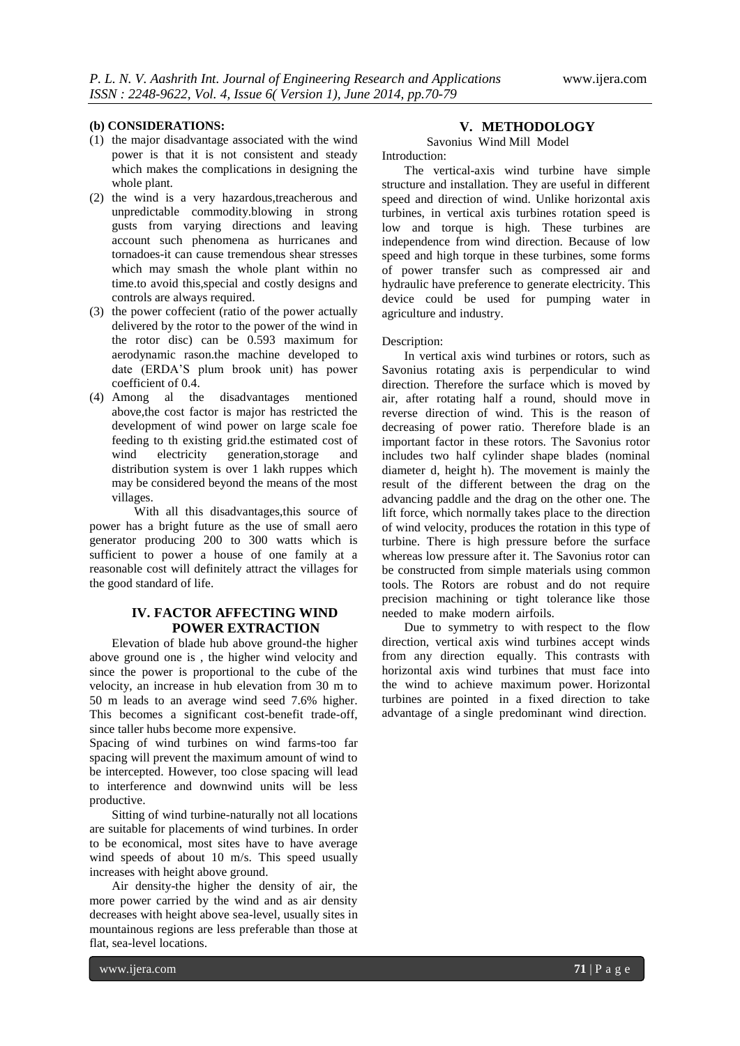**(b) CONSIDERATIONS:**

(1) the major disadvantage associated with the wind power is that it is not consistent and steady which makes the complications in designing the whole plant.

(2) the wind is a very hazardous,treacherous and unpredictable commodity.blowing in strong gusts from varying directions and leaving account such phenomena as hurricanes and tornadoes-it can cause tremendous shear stresses which may smash the whole plant within no time.to avoid this,special and costly designs and controls are always required.

(3) the power coffecient (ratio of the power actually delivered by the rotor to the power of the wind in the rotor disc) can be 0.593 maximum for aerodynamic rason.the machine developed to date (ERDA'S plum brook unit) has power coefficient of 0.4.

(4) Among al the disadvantages mentioned above,the cost factor is major has restricted the development of wind power on large scale foe feeding to th existing grid.the estimated cost of wind electricity generation,storage and distribution system is over 1 lakh ruppes which may be considered beyond the means of the most villages.

With all this disadvantages,this source of power has a bright future as the use of small aero generator producing 200 to 300 watts which is sufficient to power a house of one family at a reasonable cost will definitely attract the villages for the good standard of life.

## IV. FACTOR AFFECTING WIND POWER EXTRACTION

Elevation of blade hub above ground-the higher above ground one is , the higher wind velocity and since the power is proportional to the cube of the velocity, an increase in hub elevation from 30 m to 50 m leads to an average wind seed 7.6% higher. This becomes a significant cost-benefit trade-off, since taller hubs become more expensive.

Spacing of wind turbines on wind farms-too far spacing will prevent the maximum amount of wind to be intercepted. However, too close spacing will lead to interference and downwind units will be less productive.

Sitting of wind turbine-naturally not all locations are suitable for placements of wind turbines. In order to be economical, most sites have to have average wind speeds of about 10 m/s. This speed usually increases with height above ground.

Air density-the higher the density of air, the more power carried by the wind and as air density decreases with height above sea-level, usually sites in mountainous regions are less preferable than those at flat, sea-level locations.

## V. METHODOLOGY

Savonius Wind Mill Model

Introduction:

The vertical-axis wind turbine have simple structure and installation. They are useful in different speed and direction of wind. Unlike horizontal axis turbines, in vertical axis turbines rotation speed is low and torque is high. These turbines are independence from wind direction. Because of low speed and high torque in these turbines, some forms of power transfer such as compressed air and hydraulic have preference to generate electricity. This device could be used for pumping water in agriculture and industry.

Description:

In vertical axis wind turbines or rotors, such as Savonius rotating axis is perpendicular to wind direction. Therefore the surface which is moved by air, after rotating half a round, should move in reverse direction of wind. This is the reason of decreasing of power ratio. Therefore blade is an important factor in these rotors. The Savonius rotor includes two half cylinder shape blades (nominal diameter d, height h). The movement is mainly the result of the different between the drag on the advancing paddle and the drag on the other one. The lift force, which normally takes place to the direction of wind velocity, produces the rotation in this type of turbine. There is high pressure before the surface whereas low pressure after it. The Savonius rotor can be constructed from simple materials using common tools. The Rotors are robust and do not require precision machining or tight tolerance like those needed to make modern airfoils.

Due to symmetry to with respect to the flow direction, vertical axis wind turbines accept winds from any direction equally. This contrasts with horizontal axis wind turbines that must face into the wind to achieve maximum power. Horizontal turbines are pointed in a fixed direction to take advantage of a single predominant wind direction.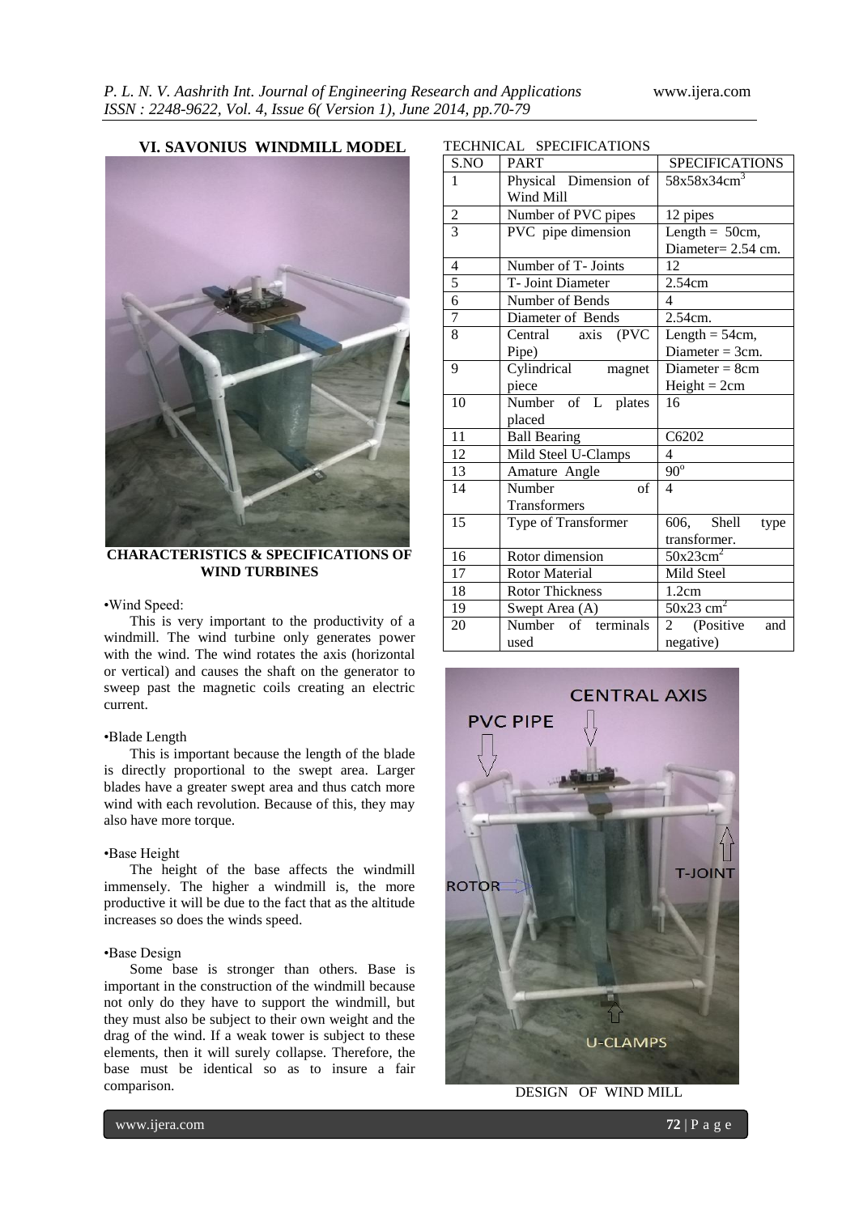## VI. SAVONIUS WINDMILL MODEL

**CHARACTERISTICS & SPECIFICATIONS OF WIND TURBINES**

•Wind Speed:

This is very important to the productivity of a windmill. The wind turbine only generates power with the wind. The wind rotates the axis (horizontal or vertical) and causes the shaft on the generator to sweep past the magnetic coils creating an electric current.

•Blade Length

This is important because the length of the blade is directly proportional to the swept area. Larger blades have a greater swept area and thus catch more wind with each revolution. Because of this, they may also have more torque.

•Base Height

The height of the base affects the windmill immensely. The higher a windmill is, the more productive it will be due to the fact that as the altitude increases so does the winds speed.

•Base Design

Some base is stronger than others. Base is important in the construction of the windmill because not only do they have to support the windmill, but they must also be subject to their own weight and the drag of the wind. If a weak tower is subject to these elements, then it will surely collapse. Therefore, the base must be identical so as to insure a fair comparison.

TECHNICAL SPECIFICATIONS

| S.NO | PART | SPECIFICATIONS |
|---|---|---|
| 1 | Physical Dimension of Wind Mill | $58\text{x}58\text{x}34\text{cm}^3$ |
| 2 | Number of PVC pipes | 12 pipes |
| 3 | PVC pipe dimension | Length = 50cm, Diameter= 2.54 cm. |
| 4 | Number of T- Joints | 12 |
| 5 | T- Joint Diameter | 2.54cm |
| 6 | Number of Bends | 4 |
| 7 | Diameter of Bends | 2.54cm. |
| 8 | Central axis (PVC Pipe) | Length = 54cm, Diameter = 3cm. |
| 9 | Cylindrical magnet piece | Diameter = 8cm Height = 2cm |
| 10 | Number of L plates placed | 16 |
| 11 | Ball Bearing | C6202 |
| 12 | Mild Steel U-Clamps | 4 |
| 13 | Amature Angle | $90^{\circ}$ |
| 14 | Number of Transformers | 4 |
| 15 | Type of Transformer | 606, Shell type transformer. |
| 16 | Rotor dimension | $50\text{x}23\text{cm}^2$ |
| 17 | Rotor Material | Mild Steel |
| 18 | Rotor Thickness | 1.2cm |
| 19 | Swept Area (A) | $50\text{x}23\ \text{cm}^2$ |
| 20 | Number of terminals used | 2 (Positive and negative) |

DESIGN OF WIND MILL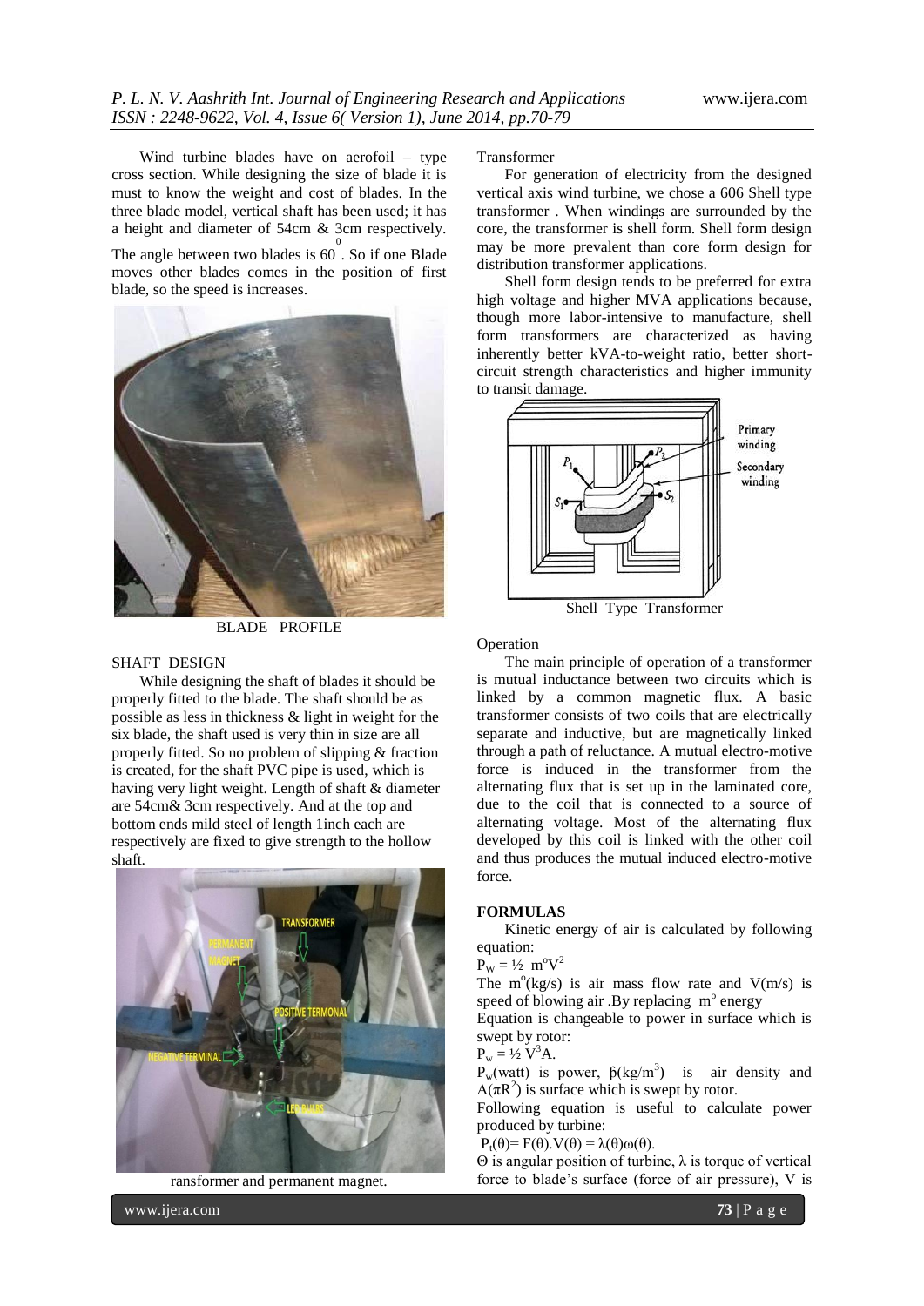Wind turbine blades have on aerofoil – type cross section. While designing the size of blade it is must to know the weight and cost of blades. In the three blade model, vertical shaft has been used; it has a height and diameter of 54cm & 3cm respectively. The angle between two blades is $60^0$. So if one Blade moves other blades comes in the position of first blade, so the speed is increases.

BLADE PROFILE

SHAFT DESIGN

While designing the shaft of blades it should be properly fitted to the blade. The shaft should be as possible as less in thickness & light in weight for the six blade, the shaft used is very thin in size are all properly fitted. So no problem of slipping & fraction is created, for the shaft PVC pipe is used, which is having very light weight. Length of shaft & diameter are 54cm& 3cm respectively. And at the top and bottom ends mild steel of length 1inch each are respectively are fixed to give strength to the hollow shaft.

ransformer and permanent magnet.

Transformer

For generation of electricity from the designed vertical axis wind turbine, we chose a 606 Shell type transformer . When windings are surrounded by the core, the transformer is shell form. Shell form design may be more prevalent than core form design for distribution transformer applications.

Shell form design tends to be preferred for extra high voltage and higher MVA applications because, though more labor-intensive to manufacture, shell form transformers are characterized as having inherently better kVA-to-weight ratio, better short-circuit strength characteristics and higher immunity to transit damage.

Shell Type Transformer

Operation

The main principle of operation of a transformer is mutual inductance between two circuits which is linked by a common magnetic flux. A basic transformer consists of two coils that are electrically separate and inductive, but are magnetically linked through a path of reluctance. A mutual electro-motive force is induced in the transformer from the alternating flux that is set up in the laminated core, due to the coil that is connected to a source of alternating voltage. Most of the alternating flux developed by this coil is linked with the other coil and thus produces the mutual induced electro-motive force.

**FORMULAS**

Kinetic energy of air is calculated by following equation:

$P_W = ½ \; m^o V^2$

The $m^o$(kg/s) is air mass flow rate and V(m/s) is speed of blowing air .By replacing $m^o$ energy Equation is changeable to power in surface which is swept by rotor:

$P_w = ½ \; V^3 A.$

$P_w$(watt) is power, $\beta(kg/m^3)$ is air density and $A(\pi R^2)$ is surface which is swept by rotor.

Following equation is useful to calculate power produced by turbine:

$P_t(\theta) = F(\theta).V(\theta) = \lambda(\theta)\omega(\theta).$

Θ is angular position of turbine, λ is torque of vertical force to blade's surface (force of air pressure), V is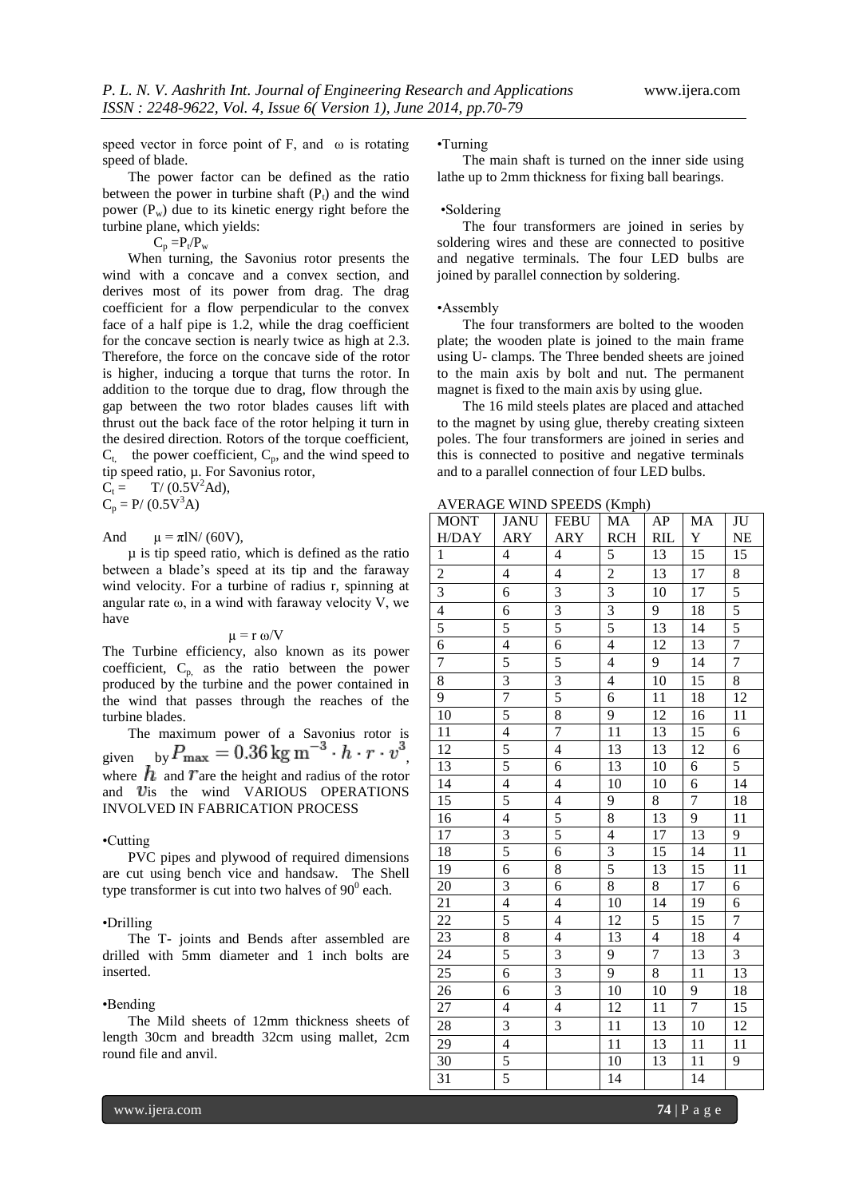speed vector in force point of F, and ω is rotating speed of blade.

The power factor can be defined as the ratio between the power in turbine shaft ($P_t$) and the wind power ($P_w$) due to its kinetic energy right before the turbine plane, which yields:

$C_p = P_t/P_w$

When turning, the Savonius rotor presents the wind with a concave and a convex section, and derives most of its power from drag. The drag coefficient for a flow perpendicular to the convex face of a half pipe is 1.2, while the drag coefficient for the concave section is nearly twice as high at 2.3. Therefore, the force on the concave side of the rotor is higher, inducing a torque that turns the rotor. In addition to the torque due to drag, flow through the gap between the two rotor blades causes lift with thrust out the back face of the rotor helping it turn in the desired direction. Rotors of the torque coefficient, $C_t$, the power coefficient, $C_p$, and the wind speed to tip speed ratio, μ. For Savonius rotor,

$C_t = T/(0.5V^2Ad)$,

$C_p = P/(0.5V^3A)$

And $\mu = \pi lN/(60V)$,

μ is tip speed ratio, which is defined as the ratio between a blade's speed at its tip and the faraway wind velocity. For a turbine of radius r, spinning at angular rate ω, in a wind with faraway velocity V, we have

$$\mu = r\,\omega/V$$

The Turbine efficiency, also known as its power coefficient, $C_p$, as the ratio between the power produced by the turbine and the power contained in the wind that passes through the reaches of the turbine blades.

The maximum power of a Savonius rotor is given by $P_{\max} = 0.36\,\mathrm{kg\,m^{-3}} \cdot h \cdot r \cdot v^3$, where $h$ and $r$ are the height and radius of the rotor and $v$ is the wind

## VARIOUS OPERATIONS INVOLVED IN FABRICATION PROCESS

•Cutting

PVC pipes and plywood of required dimensions are cut using bench vice and handsaw. The Shell type transformer is cut into two halves of $90^0$ each.

•Drilling

The T- joints and Bends after assembled are drilled with 5mm diameter and 1 inch bolts are inserted.

•Bending

The Mild sheets of 12mm thickness sheets of length 30cm and breadth 32cm using mallet, 2cm round file and anvil.

•Turning

The main shaft is turned on the inner side using lathe up to 2mm thickness for fixing ball bearings.

•Soldering

The four transformers are joined in series by soldering wires and these are connected to positive and negative terminals. The four LED bulbs are joined by parallel connection by soldering.

•Assembly

The four transformers are bolted to the wooden plate; the wooden plate is joined to the main frame using U- clamps. The Three bended sheets are joined to the main axis by bolt and nut. The permanent magnet is fixed to the main axis by using glue.

The 16 mild steels plates are placed and attached to the magnet by using glue, thereby creating sixteen poles. The four transformers are joined in series and this is connected to positive and negative terminals and to a parallel connection of four LED bulbs.

AVERAGE WIND SPEEDS (Kmph)

| MONTH/DAY | JANUARY | FEBUARY | MARCH | APRIL | MAY | JUNE |
|---|---|---|---|---|---|---|
| 1 | 4 | 4 | 5 | 13 | 15 | 15 |
| 2 | 4 | 4 | 2 | 13 | 17 | 8 |
| 3 | 6 | 3 | 3 | 10 | 17 | 5 |
| 4 | 6 | 3 | 3 | 9 | 18 | 5 |
| 5 | 5 | 5 | 5 | 13 | 14 | 5 |
| 6 | 4 | 6 | 4 | 12 | 13 | 7 |
| 7 | 5 | 5 | 4 | 9 | 14 | 7 |
| 8 | 3 | 3 | 4 | 10 | 15 | 8 |
| 9 | 7 | 5 | 6 | 11 | 18 | 12 |
| 10 | 5 | 8 | 9 | 12 | 16 | 11 |
| 11 | 4 | 7 | 11 | 13 | 15 | 6 |
| 12 | 5 | 4 | 13 | 13 | 12 | 6 |
| 13 | 5 | 6 | 13 | 10 | 6 | 5 |
| 14 | 4 | 4 | 10 | 10 | 6 | 14 |
| 15 | 5 | 4 | 9 | 8 | 7 | 18 |
| 16 | 4 | 5 | 8 | 13 | 9 | 11 |
| 17 | 3 | 5 | 4 | 17 | 13 | 9 |
| 18 | 5 | 6 | 3 | 15 | 14 | 11 |
| 19 | 6 | 8 | 5 | 13 | 15 | 11 |
| 20 | 3 | 6 | 8 | 8 | 17 | 6 |
| 21 | 4 | 4 | 10 | 14 | 19 | 6 |
| 22 | 5 | 4 | 12 | 5 | 15 | 7 |
| 23 | 8 | 4 | 13 | 4 | 18 | 4 |
| 24 | 5 | 3 | 9 | 7 | 13 | 3 |
| 25 | 6 | 3 | 9 | 8 | 11 | 13 |
| 26 | 6 | 3 | 10 | 10 | 9 | 18 |
| 27 | 4 | 4 | 12 | 11 | 7 | 15 |
| 28 | 3 | 3 | 11 | 13 | 10 | 12 |
| 29 | 4 | | 11 | 13 | 11 | 11 |
| 30 | 5 | | 10 | 13 | 11 | 9 |
| 31 | 5 | | 14 | | 14 | |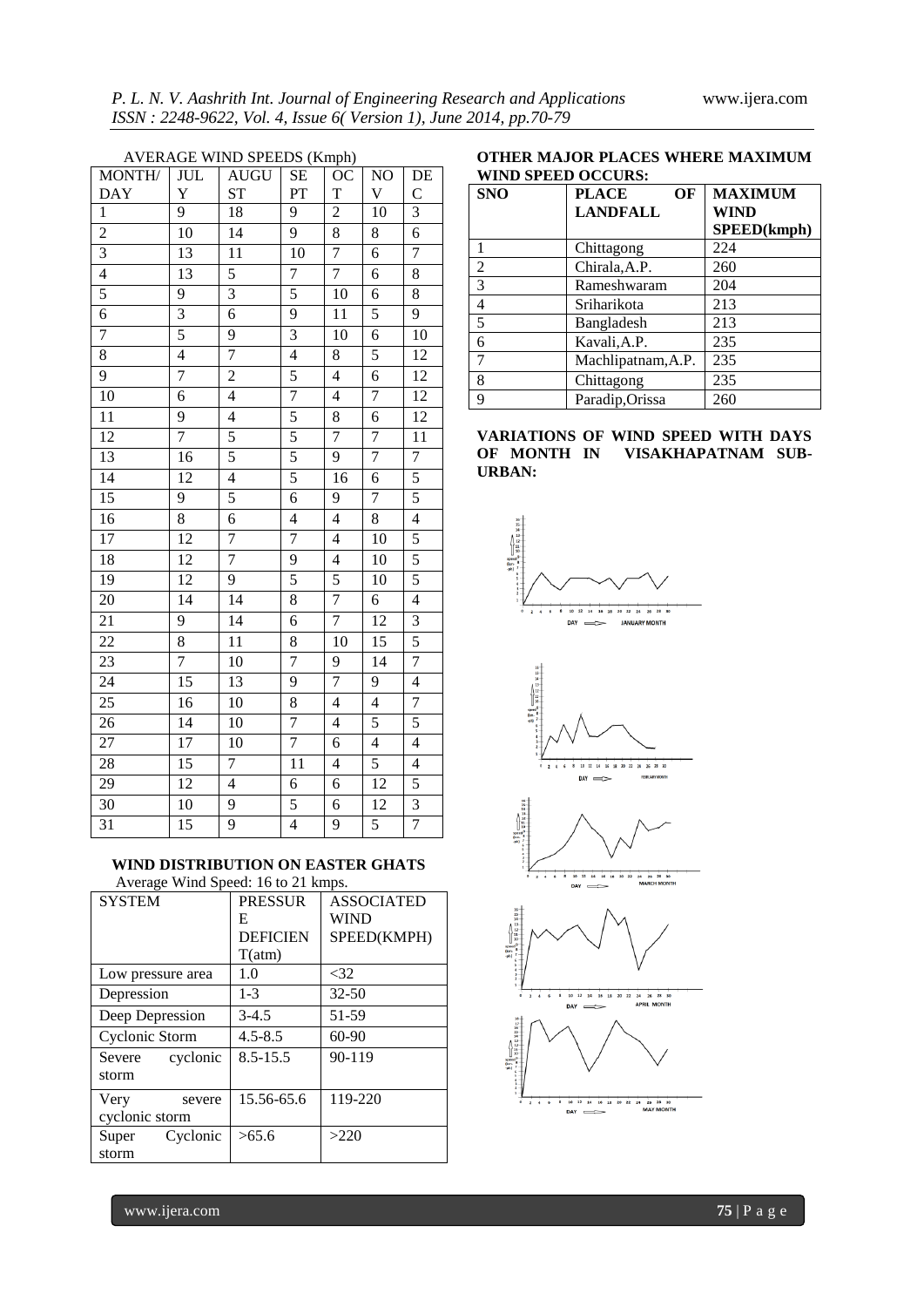AVERAGE WIND SPEEDS (Kmph)

| MONTH/ DAY | JULY | AUGUST | SEPT | OCT | NOV | DEC |
|---|---|---|---|---|---|---|
| 1 | 9 | 18 | 9 | 2 | 10 | 3 |
| 2 | 10 | 14 | 9 | 8 | 8 | 6 |
| 3 | 13 | 11 | 10 | 7 | 6 | 7 |
| 4 | 13 | 5 | 7 | 7 | 6 | 8 |
| 5 | 9 | 3 | 5 | 10 | 6 | 8 |
| 6 | 3 | 6 | 9 | 11 | 5 | 9 |
| 7 | 5 | 9 | 3 | 10 | 6 | 10 |
| 8 | 4 | 7 | 4 | 8 | 5 | 12 |
| 9 | 7 | 2 | 5 | 4 | 6 | 12 |
| 10 | 6 | 4 | 7 | 4 | 7 | 12 |
| 11 | 9 | 4 | 5 | 8 | 6 | 12 |
| 12 | 7 | 5 | 5 | 7 | 7 | 11 |
| 13 | 16 | 5 | 5 | 9 | 7 | 7 |
| 14 | 12 | 4 | 5 | 16 | 6 | 5 |
| 15 | 9 | 5 | 6 | 9 | 7 | 5 |
| 16 | 8 | 6 | 4 | 4 | 8 | 4 |
| 17 | 12 | 7 | 7 | 4 | 10 | 5 |
| 18 | 12 | 7 | 9 | 4 | 10 | 5 |
| 19 | 12 | 9 | 5 | 5 | 10 | 5 |
| 20 | 14 | 14 | 8 | 7 | 6 | 4 |
| 21 | 9 | 14 | 6 | 7 | 12 | 3 |
| 22 | 8 | 11 | 8 | 10 | 15 | 5 |
| 23 | 7 | 10 | 7 | 9 | 14 | 7 |
| 24 | 15 | 13 | 9 | 7 | 9 | 4 |
| 25 | 16 | 10 | 8 | 4 | 4 | 7 |
| 26 | 14 | 10 | 7 | 4 | 5 | 5 |
| 27 | 17 | 10 | 7 | 6 | 4 | 4 |
| 28 | 15 | 7 | 11 | 4 | 5 | 4 |
| 29 | 12 | 4 | 6 | 6 | 12 | 5 |
| 30 | 10 | 9 | 5 | 6 | 12 | 3 |
| 31 | 15 | 9 | 4 | 9 | 5 | 7 |

**WIND DISTRIBUTION ON EASTER GHATS**

Average Wind Speed: 16 to 21 kmps.

| SYSTEM | PRESSURE DEFICIENT(atm) | ASSOCIATED WIND SPEED(KMPH) |
|---|---|---|
| Low pressure area | 1.0 | <32 |
| Depression | 1-3 | 32-50 |
| Deep Depression | 3-4.5 | 51-59 |
| Cyclonic Storm | 4.5-8.5 | 60-90 |
| Severe cyclonic storm | 8.5-15.5 | 90-119 |
| Very severe cyclonic storm | 15.56-65.6 | 119-220 |
| Super Cyclonic storm | >65.6 | >220 |

**OTHER MAJOR PLACES WHERE MAXIMUM WIND SPEED OCCURS:**

| SNO | PLACE OF LANDFALL | MAXIMUM WIND SPEED(kmph) |
|---|---|---|
| 1 | Chittagong | 224 |
| 2 | Chirala,A.P. | 260 |
| 3 | Rameshwaram | 204 |
| 4 | Sriharikota | 213 |
| 5 | Bangladesh | 213 |
| 6 | Kavali,A.P. | 235 |
| 7 | Machlipatnam,A.P. | 235 |
| 8 | Chittagong | 235 |
| 9 | Paradip,Orissa | 260 |

**VARIATIONS OF WIND SPEED WITH DAYS OF MONTH IN VISAKHAPATNAM SUB-URBAN:**

JANUARY MONTH

FEBRUARY MONTH

MARCH MONTH

APRIL MONTH

MAY MONTH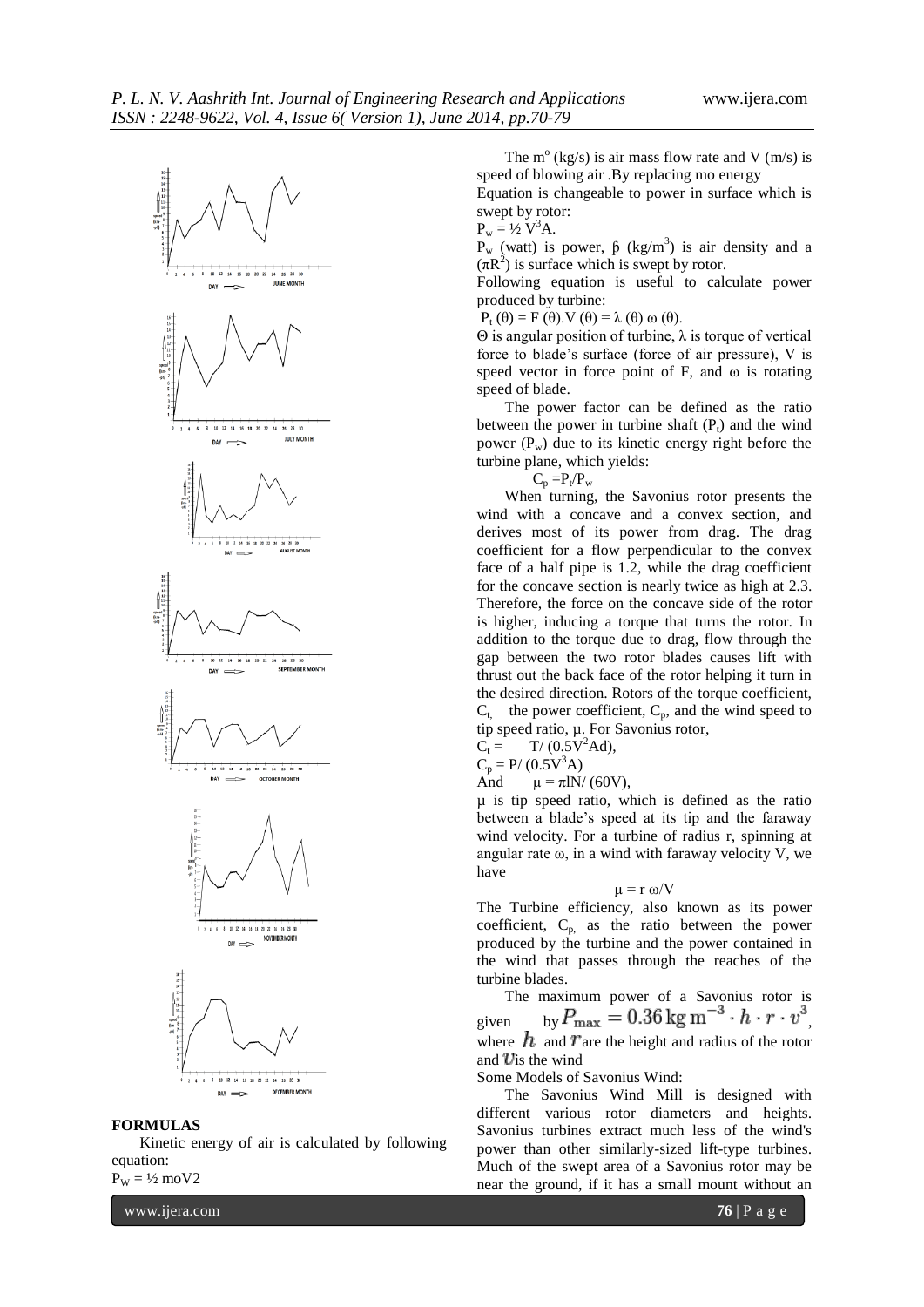## FORMULAS

Kinetic energy of air is calculated by following equation:

$P_W = ½ \text{mo}V2$

The $m^o$ (kg/s) is air mass flow rate and V (m/s) is speed of blowing air .By replacing mo energy

Equation is changeable to power in surface which is swept by rotor:

$P_w = ½ V^3 A$.

$P_w$ (watt) is power, β ($kg/m^3$) is air density and a ($\pi R^2$) is surface which is swept by rotor.

Following equation is useful to calculate power produced by turbine:

$P_t(\theta) = F(\theta).V(\theta) = \lambda(\theta)\,\omega(\theta)$.

Θ is angular position of turbine, λ is torque of vertical force to blade's surface (force of air pressure), V is speed vector in force point of F, and ω is rotating speed of blade.

The power factor can be defined as the ratio between the power in turbine shaft ($P_t$) and the wind power ($P_w$) due to its kinetic energy right before the turbine plane, which yields:

$C_p = P_t/P_w$

When turning, the Savonius rotor presents the wind with a concave and a convex section, and derives most of its power from drag. The drag coefficient for a flow perpendicular to the convex face of a half pipe is 1.2, while the drag coefficient for the concave section is nearly twice as high at 2.3. Therefore, the force on the concave side of the rotor is higher, inducing a torque that turns the rotor. In addition to the torque due to drag, flow through the gap between the two rotor blades causes lift with thrust out the back face of the rotor helping it turn in the desired direction. Rotors of the torque coefficient, $C_t$, the power coefficient, $C_p$, and the wind speed to tip speed ratio, μ. For Savonius rotor,

$C_t = T/(0.5V^2Ad)$,

$C_p = P/(0.5V^3A)$

And $\mu = \pi lN/(60V)$,

μ is tip speed ratio, which is defined as the ratio between a blade's speed at its tip and the faraway wind velocity. For a turbine of radius r, spinning at angular rate ω, in a wind with faraway velocity V, we have

$$\mu = r\,\omega/V$$

The Turbine efficiency, also known as its power coefficient, $C_p$, as the ratio between the power produced by the turbine and the power contained in the wind that passes through the reaches of the turbine blades.

The maximum power of a Savonius rotor is given by $P_{\max} = 0.36\,\mathrm{kg\,m^{-3}} \cdot h \cdot r \cdot v^3$, where $h$ and $r$ are the height and radius of the rotor and $v$ is the wind

Some Models of Savonius Wind:

The Savonius Wind Mill is designed with different various rotor diameters and heights. Savonius turbines extract much less of the wind's power than other similarly-sized lift-type turbines. Much of the swept area of a Savonius rotor may be near the ground, if it has a small mount without an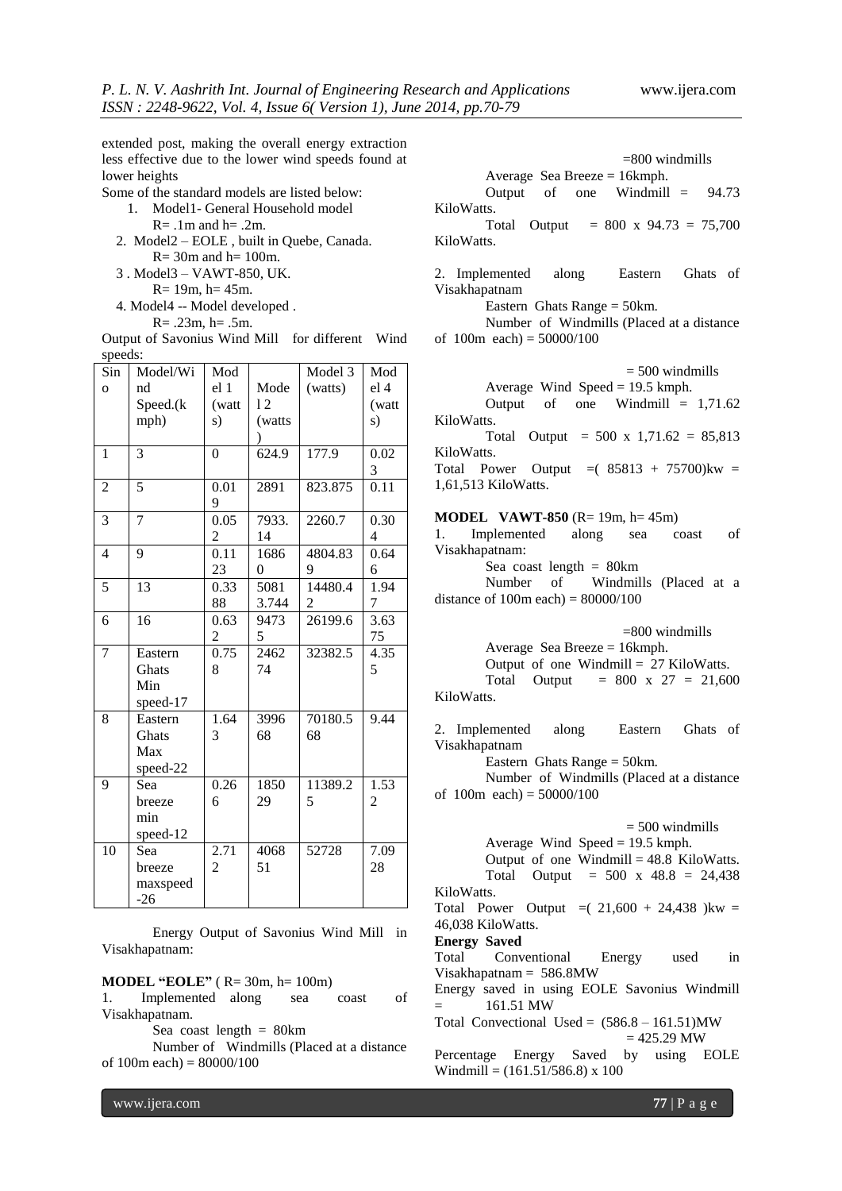extended post, making the overall energy extraction less effective due to the lower wind speeds found at lower heights

Some of the standard models are listed below:

1. Model1- General Household model
   R= .1m and h= .2m.
2. Model2 – EOLE , built in Quebe, Canada.
   R= 30m and h= 100m.
3. Model3 – VAWT-850, UK.
   R= 19m, h= 45m.
4. Model4 -- Model developed .
   R= .23m, h= .5m.

Output of Savonius Wind Mill for different Wind speeds:

| Sino | Model/Wind Speed.(kmph) | Model 1 (watts) | Model 2 (watts) | Model 3 (watts) | Model 4 (watts) |
|---|---|---|---|---|---|
| 1 | 3 | 0 | 624.9 | 177.9 | 0.023 |
| 2 | 5 | 0.019 | 2891 | 823.875 | 0.11 |
| 3 | 7 | 0.052 | 7933.14 | 2260.7 | 0.304 |
| 4 | 9 | 0.1123 | 16860 | 4804.839 | 0.646 |
| 5 | 13 | 0.3388 | 50813.744 | 14480.42 | 1.947 |
| 6 | 16 | 0.632 | 94735 | 26199.6 | 3.6375 |
| 7 | Eastern Ghats Min speed-17 | 0.758 | 246274 | 32382.5 | 4.355 |
| 8 | Eastern Ghats Max speed-22 | 1.643 | 399668 | 70180.568 | 9.44 |
| 9 | Sea breeze min speed-12 | 0.266 | 185029 | 11389.25 | 1.532 |
| 10 | Sea breeze maxspeed -26 | 2.712 | 406851 | 52728 | 7.0928 |

Energy Output of Savonius Wind Mill in Visakhapatnam:

**MODEL "EOLE"** ( R= 30m, h= 100m)

1. Implemented along sea coast of Visakhapatnam.

   Sea coast length = 80km

   Number of Windmills (Placed at a distance of 100m each) = 80000/100

   =800 windmills

   Average Sea Breeze = 16kmph.

   Output of one Windmill = 94.73 KiloWatts.

   Total Output = 800 x 94.73 = 75,700 KiloWatts.

2. Implemented along Eastern Ghats of Visakhapatnam

   Eastern Ghats Range = 50km.

   Number of Windmills (Placed at a distance of 100m each) = 50000/100

   = 500 windmills

   Average Wind Speed = 19.5 kmph.

   Output of one Windmill = 1,71.62 KiloWatts.

   Total Output = 500 x 1,71.62 = 85,813 KiloWatts.

Total Power Output =( 85813 + 75700)kw = 1,61,513 KiloWatts.

**MODEL VAWT-850** (R= 19m, h= 45m)

1. Implemented along sea coast of Visakhapatnam:

   Sea coast length = 80km

   Number of Windmills (Placed at a distance of 100m each) = 80000/100

   =800 windmills

   Average Sea Breeze = 16kmph.

   Output of one Windmill = 27 KiloWatts.

   Total Output = 800 x 27 = 21,600 KiloWatts.

2. Implemented along Eastern Ghats of Visakhapatnam

   Eastern Ghats Range = 50km.

   Number of Windmills (Placed at a distance of 100m each) = 50000/100

   = 500 windmills

   Average Wind Speed = 19.5 kmph.

   Output of one Windmill = 48.8 KiloWatts.

   Total Output = 500 x 48.8 = 24,438 KiloWatts.

Total Power Output =( 21,600 + 24,438 )kw = 46,038 KiloWatts.

**Energy Saved**

Total Conventional Energy used in Visakhapatnam = 586.8MW

Energy saved in using EOLE Savonius Windmill = 161.51 MW

Total Convectional Used = (586.8 – 161.51)MW
= 425.29 MW

Percentage Energy Saved by using EOLE Windmill = (161.51/586.8) x 100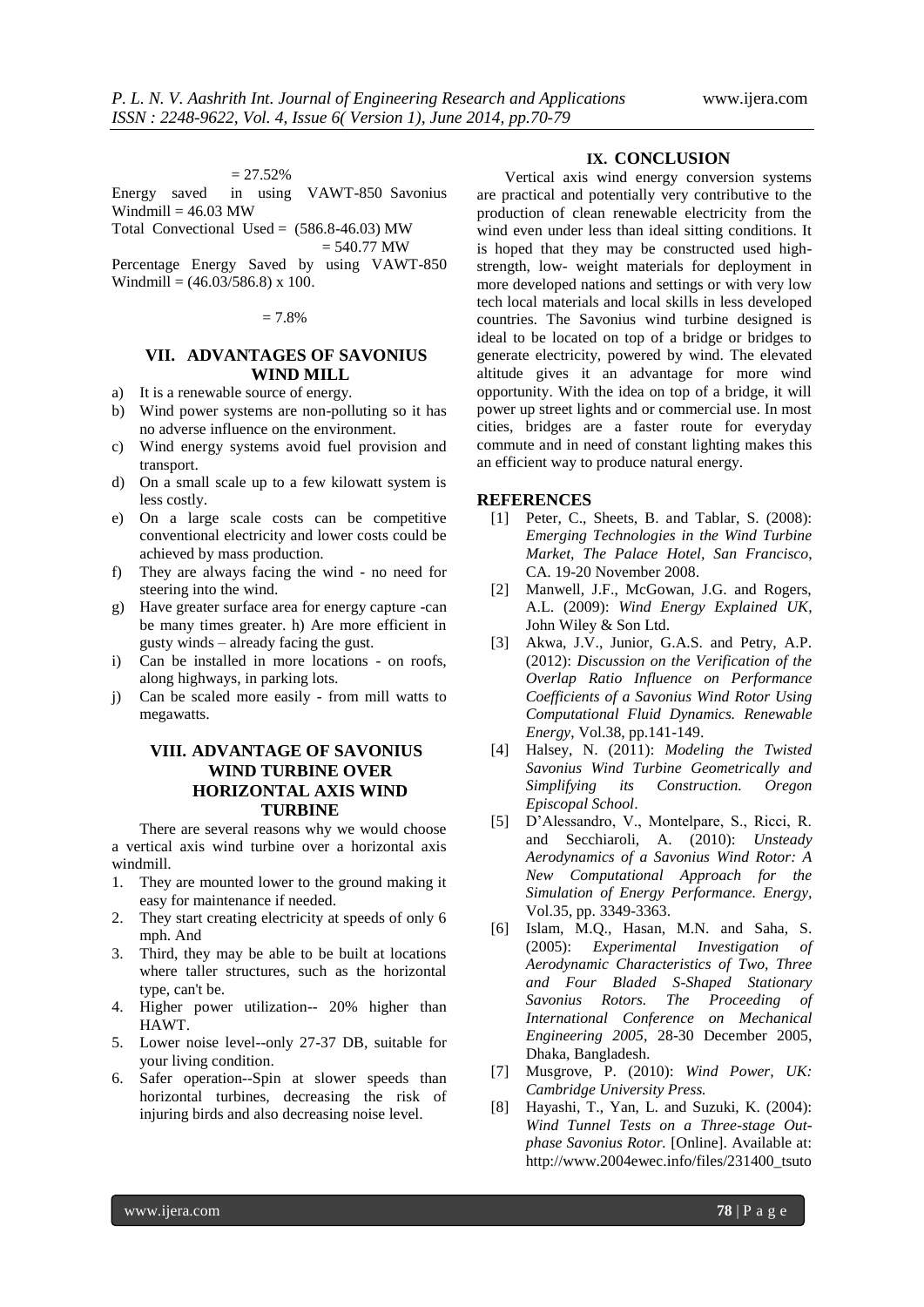= 27.52%

Energy saved in using VAWT-850 Savonius Windmill = 46.03 MW

Total Convectional Used = (586.8-46.03) MW

= 540.77 MW

Percentage Energy Saved by using VAWT-850 Windmill = (46.03/586.8) x 100.

= 7.8%

## VII. ADVANTAGES OF SAVONIUS WIND MILL

a) It is a renewable source of energy.
b) Wind power systems are non-polluting so it has no adverse influence on the environment.
c) Wind energy systems avoid fuel provision and transport.
d) On a small scale up to a few kilowatt system is less costly.
e) On a large scale costs can be competitive conventional electricity and lower costs could be achieved by mass production.
f) They are always facing the wind - no need for steering into the wind.
g) Have greater surface area for energy capture -can be many times greater. h) Are more efficient in gusty winds – already facing the gust.
i) Can be installed in more locations - on roofs, along highways, in parking lots.
j) Can be scaled more easily - from mill watts to megawatts.

## VIII. ADVANTAGE OF SAVONIUS WIND TURBINE OVER HORIZONTAL AXIS WIND TURBINE

There are several reasons why we would choose a vertical axis wind turbine over a horizontal axis windmill.

1. They are mounted lower to the ground making it easy for maintenance if needed.
2. They start creating electricity at speeds of only 6 mph. And
3. Third, they may be able to be built at locations where taller structures, such as the horizontal type, can't be.
4. Higher power utilization-- 20% higher than HAWT.
5. Lower noise level--only 27-37 DB, suitable for your living condition.
6. Safer operation--Spin at slower speeds than horizontal turbines, decreasing the risk of injuring birds and also decreasing noise level.

## IX. CONCLUSION

Vertical axis wind energy conversion systems are practical and potentially very contributive to the production of clean renewable electricity from the wind even under less than ideal sitting conditions. It is hoped that they may be constructed used high-strength, low- weight materials for deployment in more developed nations and settings or with very low tech local materials and local skills in less developed countries. The Savonius wind turbine designed is ideal to be located on top of a bridge or bridges to generate electricity, powered by wind. The elevated altitude gives it an advantage for more wind opportunity. With the idea on top of a bridge, it will power up street lights and or commercial use. In most cities, bridges are a faster route for everyday commute and in need of constant lighting makes this an efficient way to produce natural energy.

## REFERENCES

[1] Peter, C., Sheets, B. and Tablar, S. (2008): *Emerging Technologies in the Wind Turbine Market, The Palace Hotel, San Francisco*, CA. 19-20 November 2008.

[2] Manwell, J.F., McGowan, J.G. and Rogers, A.L. (2009): *Wind Energy Explained UK*, John Wiley & Son Ltd.

[3] Akwa, J.V., Junior, G.A.S. and Petry, A.P. (2012): *Discussion on the Verification of the Overlap Ratio Influence on Performance Coefficients of a Savonius Wind Rotor Using Computational Fluid Dynamics. Renewable Energy*, Vol.38, pp.141-149.

[4] Halsey, N. (2011): *Modeling the Twisted Savonius Wind Turbine Geometrically and Simplifying its Construction. Oregon Episcopal School*.

[5] D'Alessandro, V., Montelpare, S., Ricci, R. and Secchiaroli, A. (2010): *Unsteady Aerodynamics of a Savonius Wind Rotor: A New Computational Approach for the Simulation of Energy Performance. Energy*, Vol.35, pp. 3349-3363.

[6] Islam, M.Q., Hasan, M.N. and Saha, S. (2005): *Experimental Investigation of Aerodynamic Characteristics of Two, Three and Four Bladed S-Shaped Stationary Savonius Rotors. The Proceeding of International Conference on Mechanical Engineering 2005*, 28-30 December 2005, Dhaka, Bangladesh.

[7] Musgrove, P. (2010): *Wind Power, UK: Cambridge University Press.*

[8] Hayashi, T., Yan, L. and Suzuki, K. (2004): *Wind Tunnel Tests on a Three-stage Out-phase Savonius Rotor.* [Online]. Available at: http://www.2004ewec.info/files/231400_tsuto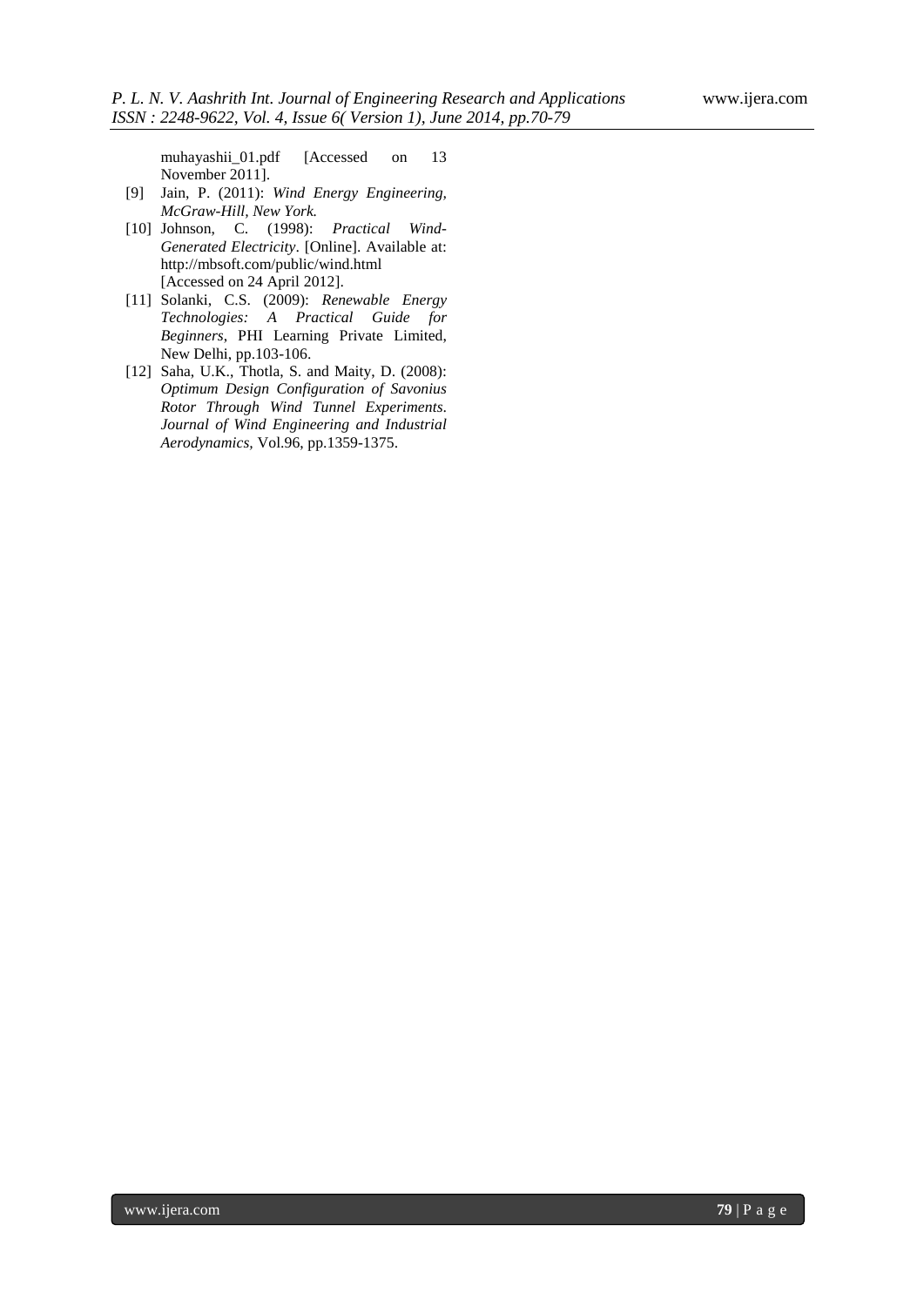muhayashii_01.pdf [Accessed on 13 November 2011].

[9] Jain, P. (2011): *Wind Energy Engineering, McGraw-Hill, New York.*

[10] Johnson, C. (1998): *Practical Wind-Generated Electricity*. [Online]. Available at: http://mbsoft.com/public/wind.html [Accessed on 24 April 2012].

[11] Solanki, C.S. (2009): *Renewable Energy Technologies: A Practical Guide for Beginners*, PHI Learning Private Limited, New Delhi, pp.103-106.

[12] Saha, U.K., Thotla, S. and Maity, D. (2008): *Optimum Design Configuration of Savonius Rotor Through Wind Tunnel Experiments. Journal of Wind Engineering and Industrial Aerodynamics*, Vol.96, pp.1359-1375.